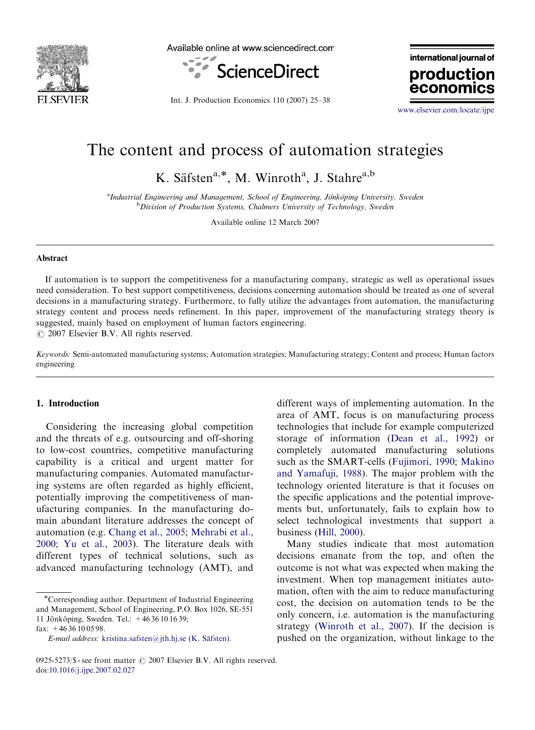# The content and process of automation strategies

K. Säfsten[a,*], M. Winroth[a], J. Stahre[a,b]

[a] *Industrial Engineering and Management, School of Engineering, Jönköping University, Sweden*
[b] *Division of Production Systems, Chalmers University of Technology, Sweden*

Available online 12 March 2007

## Abstract

If automation is to support the competitiveness for a manufacturing company, strategic as well as operational issues need consideration. To best support competitiveness, decisions concerning automation should be treated as one of several decisions in a manufacturing strategy. Furthermore, to fully utilize the advantages from automation, the manufacturing strategy content and process needs refinement. In this paper, improvement of the manufacturing strategy theory is suggested, mainly based on employment of human factors engineering.
© 2007 Elsevier B.V. All rights reserved.

*Keywords:* Semi-automated manufacturing systems; Automation strategies; Manufacturing strategy; Content and process; Human factors engineering

## 1. Introduction

Considering the increasing global competition and the threats of e.g. outsourcing and off-shoring to low-cost countries, competitive manufacturing capability is a critical and urgent matter for manufacturing companies. Automated manufacturing systems are often regarded as highly efficient, potentially improving the competitiveness of manufacturing companies. In the manufacturing domain abundant literature addresses the concept of automation (e.g. Chang et al., 2005; Mehrabi et al., 2000; Yu et al., 2003). The literature deals with different types of technical solutions, such as advanced manufacturing technology (AMT), and different ways of implementing automation. In the area of AMT, focus is on manufacturing process technologies that include for example computerized storage of information (Dean et al., 1992) or completely automated manufacturing solutions such as the SMART-cells (Fujimori, 1990; Makino and Yamafuji, 1988). The major problem with the technology oriented literature is that it focuses on the specific applications and the potential improvements but, unfortunately, fails to explain how to select technological investments that support a business (Hill, 2000).

Many studies indicate that most automation decisions emanate from the top, and often the outcome is not what was expected when making the investment. When top management initiates automation, often with the aim to reduce manufacturing cost, the decision on automation tends to be the only concern, i.e. automation is the manufacturing strategy (Winroth et al., 2007). If the decision is pushed on the organization, without linkage to the

*Corresponding author. Department of Industrial Engineering and Management, School of Engineering, P.O. Box 1026, SE-551 11 Jönköping, Sweden. Tel.: +46 36 10 16 39; fax: +46 36 10 05 98.

*E-mail address:* kristina.safsten@jth.hj.se (K. Säfsten).

0925-5273/$ - see front matter © 2007 Elsevier B.V. All rights reserved.
doi:10.1016/j.ijpe.2007.02.027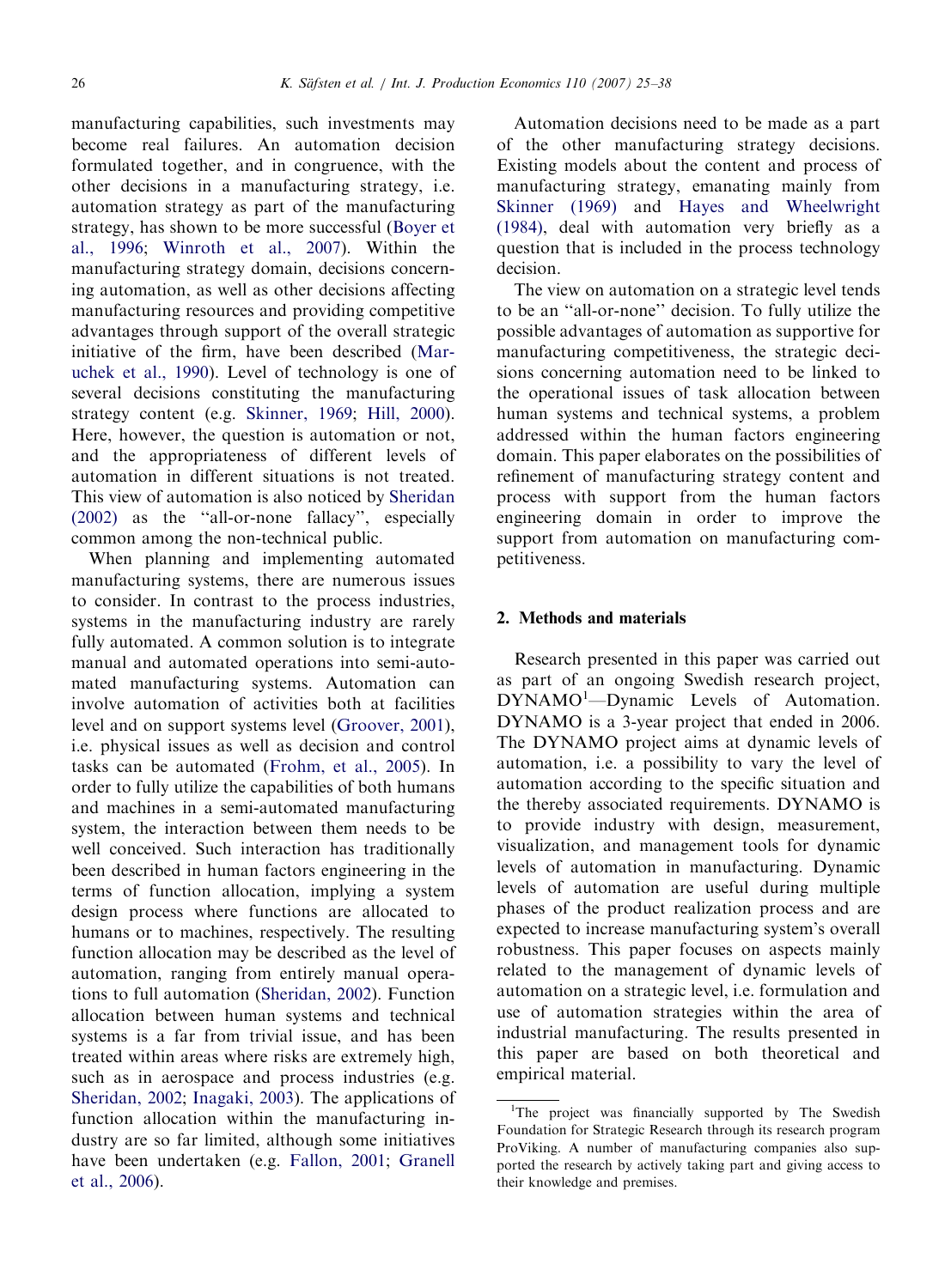manufacturing capabilities, such investments may become real failures. An automation decision formulated together, and in congruence, with the other decisions in a manufacturing strategy, i.e. automation strategy as part of the manufacturing strategy, has shown to be more successful (Boyer et al., 1996; Winroth et al., 2007). Within the manufacturing strategy domain, decisions concerning automation, as well as other decisions affecting manufacturing resources and providing competitive advantages through support of the overall strategic initiative of the firm, have been described (Maruchek et al., 1990). Level of technology is one of several decisions constituting the manufacturing strategy content (e.g. Skinner, 1969; Hill, 2000). Here, however, the question is automation or not, and the appropriateness of different levels of automation in different situations is not treated. This view of automation is also noticed by Sheridan (2002) as the "all-or-none fallacy", especially common among the non-technical public.

When planning and implementing automated manufacturing systems, there are numerous issues to consider. In contrast to the process industries, systems in the manufacturing industry are rarely fully automated. A common solution is to integrate manual and automated operations into semi-automated manufacturing systems. Automation can involve automation of activities both at facilities level and on support systems level (Groover, 2001), i.e. physical issues as well as decision and control tasks can be automated (Frohm, et al., 2005). In order to fully utilize the capabilities of both humans and machines in a semi-automated manufacturing system, the interaction between them needs to be well conceived. Such interaction has traditionally been described in human factors engineering in the terms of function allocation, implying a system design process where functions are allocated to humans or to machines, respectively. The resulting function allocation may be described as the level of automation, ranging from entirely manual operations to full automation (Sheridan, 2002). Function allocation between human systems and technical systems is a far from trivial issue, and has been treated within areas where risks are extremely high, such as in aerospace and process industries (e.g. Sheridan, 2002; Inagaki, 2003). The applications of function allocation within the manufacturing industry are so far limited, although some initiatives have been undertaken (e.g. Fallon, 2001; Granell et al., 2006).

Automation decisions need to be made as a part of the other manufacturing strategy decisions. Existing models about the content and process of manufacturing strategy, emanating mainly from Skinner (1969) and Hayes and Wheelwright (1984), deal with automation very briefly as a question that is included in the process technology decision.

The view on automation on a strategic level tends to be an "all-or-none" decision. To fully utilize the possible advantages of automation as supportive for manufacturing competitiveness, the strategic decisions concerning automation need to be linked to the operational issues of task allocation between human systems and technical systems, a problem addressed within the human factors engineering domain. This paper elaborates on the possibilities of refinement of manufacturing strategy content and process with support from the human factors engineering domain in order to improve the support from automation on manufacturing competitiveness.

## 2. Methods and materials

Research presented in this paper was carried out as part of an ongoing Swedish research project, DYNAMO[1]—Dynamic Levels of Automation. DYNAMO is a 3-year project that ended in 2006. The DYNAMO project aims at dynamic levels of automation, i.e. a possibility to vary the level of automation according to the specific situation and the thereby associated requirements. DYNAMO is to provide industry with design, measurement, visualization, and management tools for dynamic levels of automation in manufacturing. Dynamic levels of automation are useful during multiple phases of the product realization process and are expected to increase manufacturing system's overall robustness. This paper focuses on aspects mainly related to the management of dynamic levels of automation on a strategic level, i.e. formulation and use of automation strategies within the area of industrial manufacturing. The results presented in this paper are based on both theoretical and empirical material.

[1]The project was financially supported by The Swedish Foundation for Strategic Research through its research program ProViking. A number of manufacturing companies also supported the research by actively taking part and giving access to their knowledge and premises.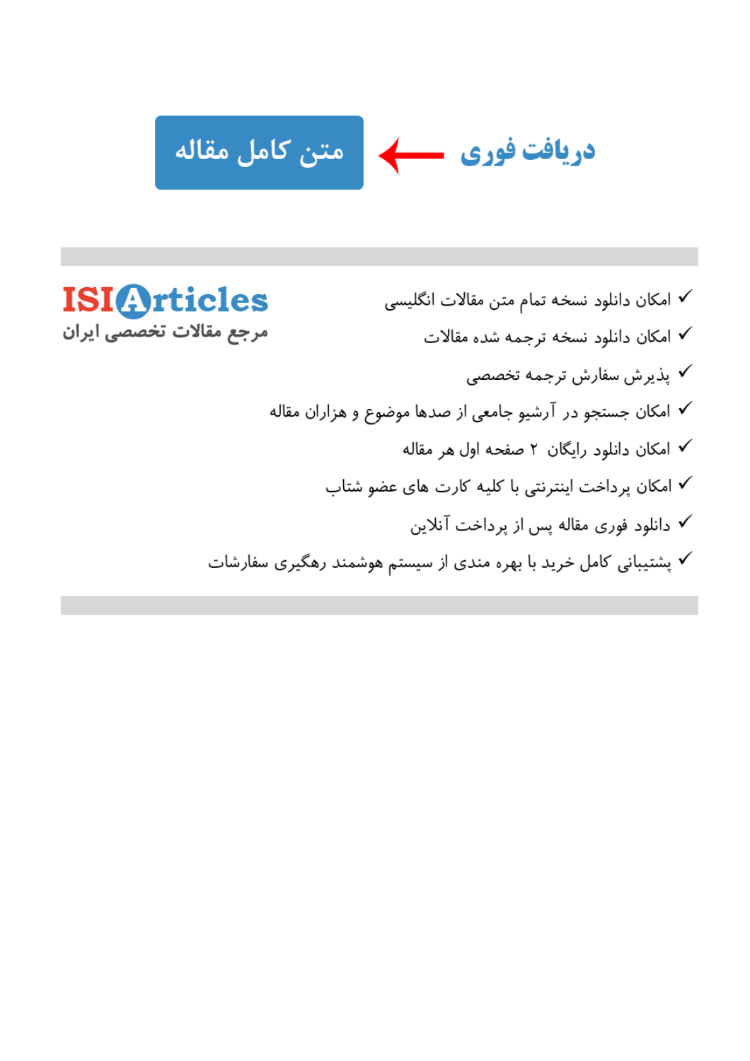دریافت فوری ← متن کامل مقاله

**ISIArticles**
مرجع مقالات تخصصی ایران

- ✓ امکان دانلود نسخه تمام متن مقالات انگلیسی
- ✓ امکان دانلود نسخه ترجمه شده مقالات
- ✓ پذیرش سفارش ترجمه تخصصی
- ✓ امکان جستجو در آرشیو جامعی از صدها موضوع و هزاران مقاله
- ✓ امکان دانلود رایگان ۲ صفحه اول هر مقاله
- ✓ امکان پرداخت اینترنتی با کلیه کارت های عضو شتاب
- ✓ دانلود فوری مقاله پس از پرداخت آنلاین
- ✓ پشتیبانی کامل خرید با بهره مندی از سیستم هوشمند رهگیری سفارشات